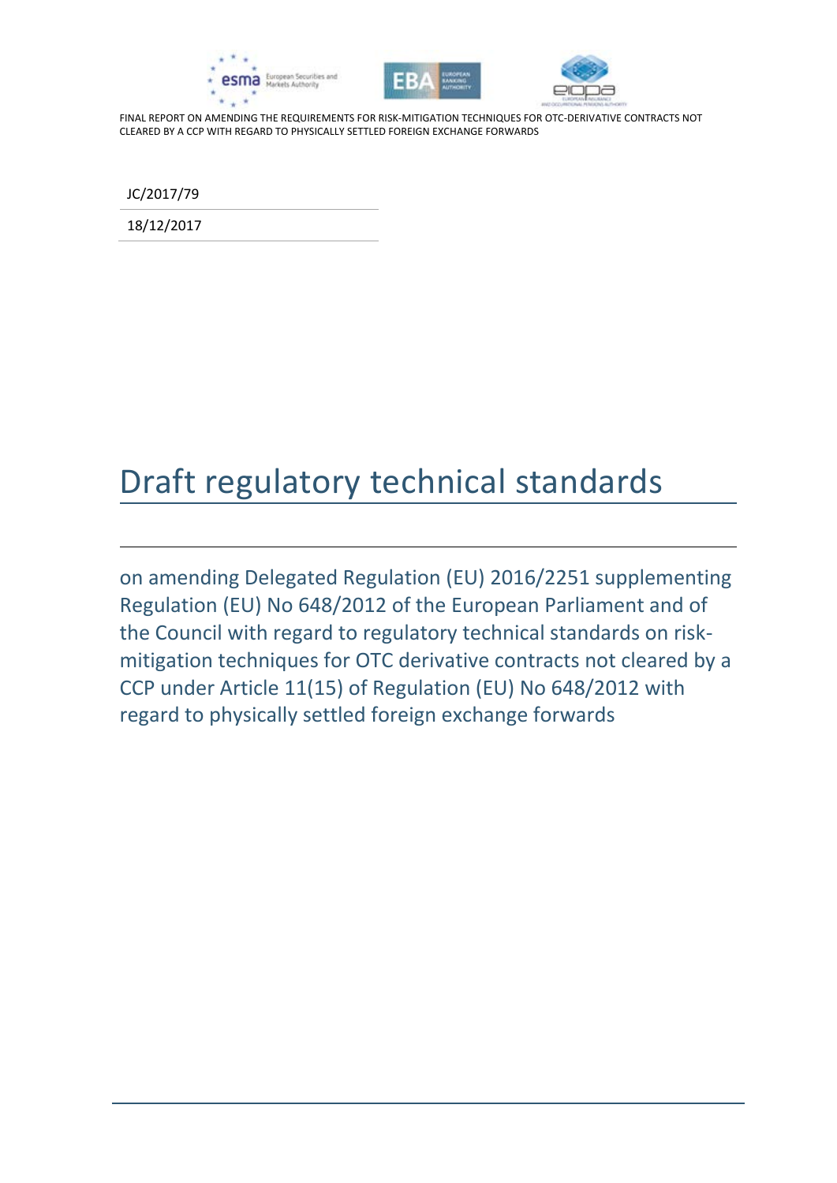FINAL REPORT ON AMENDING THE REQUIREMENTS FOR RISK-MITIGATION TECHNIQUES FOR OTC-DERIVATIVE CONTRACTS NOT CLEARED BY A CCP WITH REGARD TO PHYSICALLY SETTLED FOREIGN EXCHANGE FORWARDS

JC/2017/79

18/12/2017

# Draft regulatory technical standards

on amending Delegated Regulation (EU) 2016/2251 supplementing Regulation (EU) No 648/2012 of the European Parliament and of the Council with regard to regulatory technical standards on risk-mitigation techniques for OTC derivative contracts not cleared by a CCP under Article 11(15) of Regulation (EU) No 648/2012 with regard to physically settled foreign exchange forwards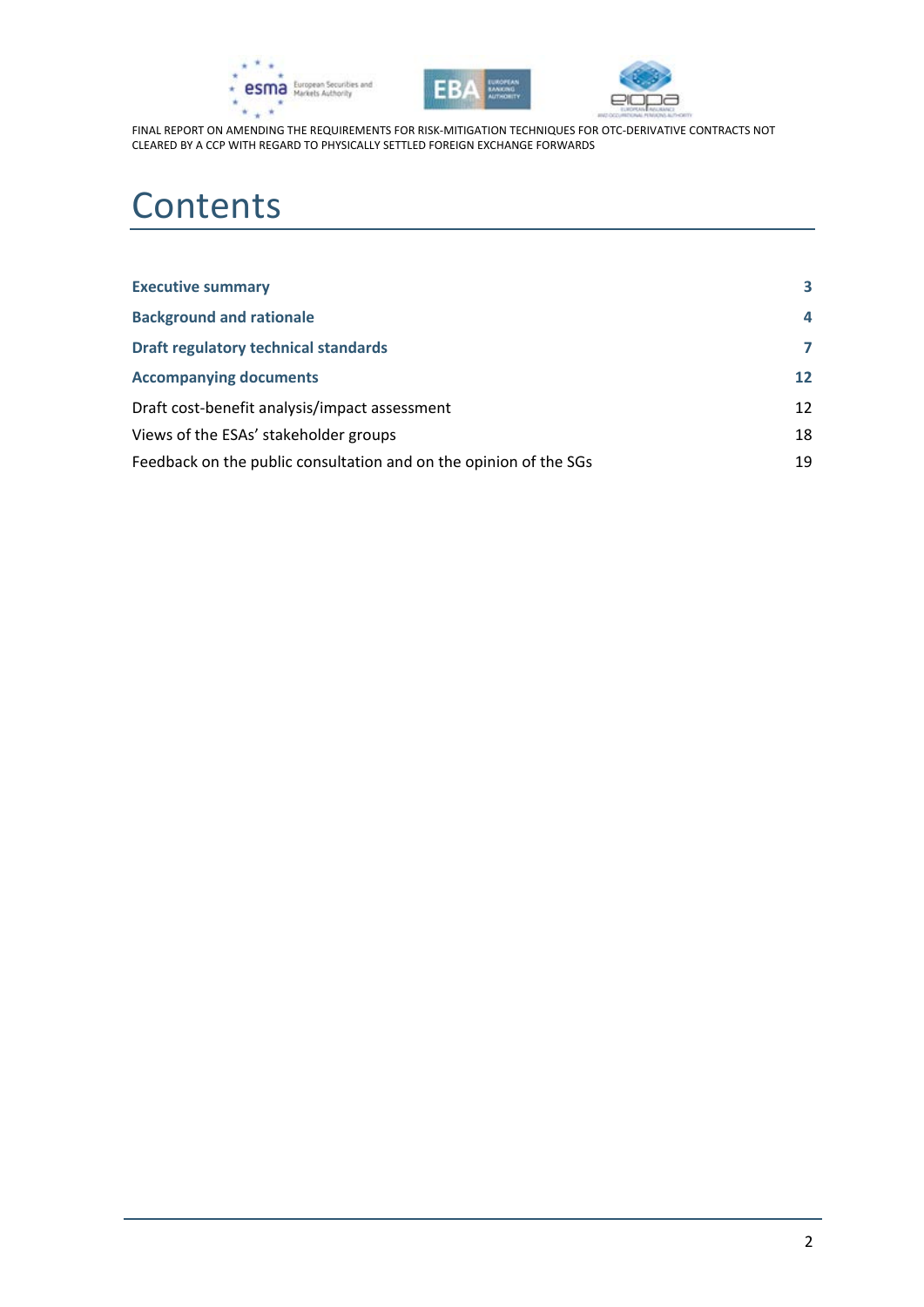# Contents

| | |
|---|---|
| **Executive summary** | **3** |
| **Background and rationale** | **4** |
| **Draft regulatory technical standards** | **7** |
| **Accompanying documents** | **12** |
| Draft cost-benefit analysis/impact assessment | 12 |
| Views of the ESAs' stakeholder groups | 18 |
| Feedback on the public consultation and on the opinion of the SGs | 19 |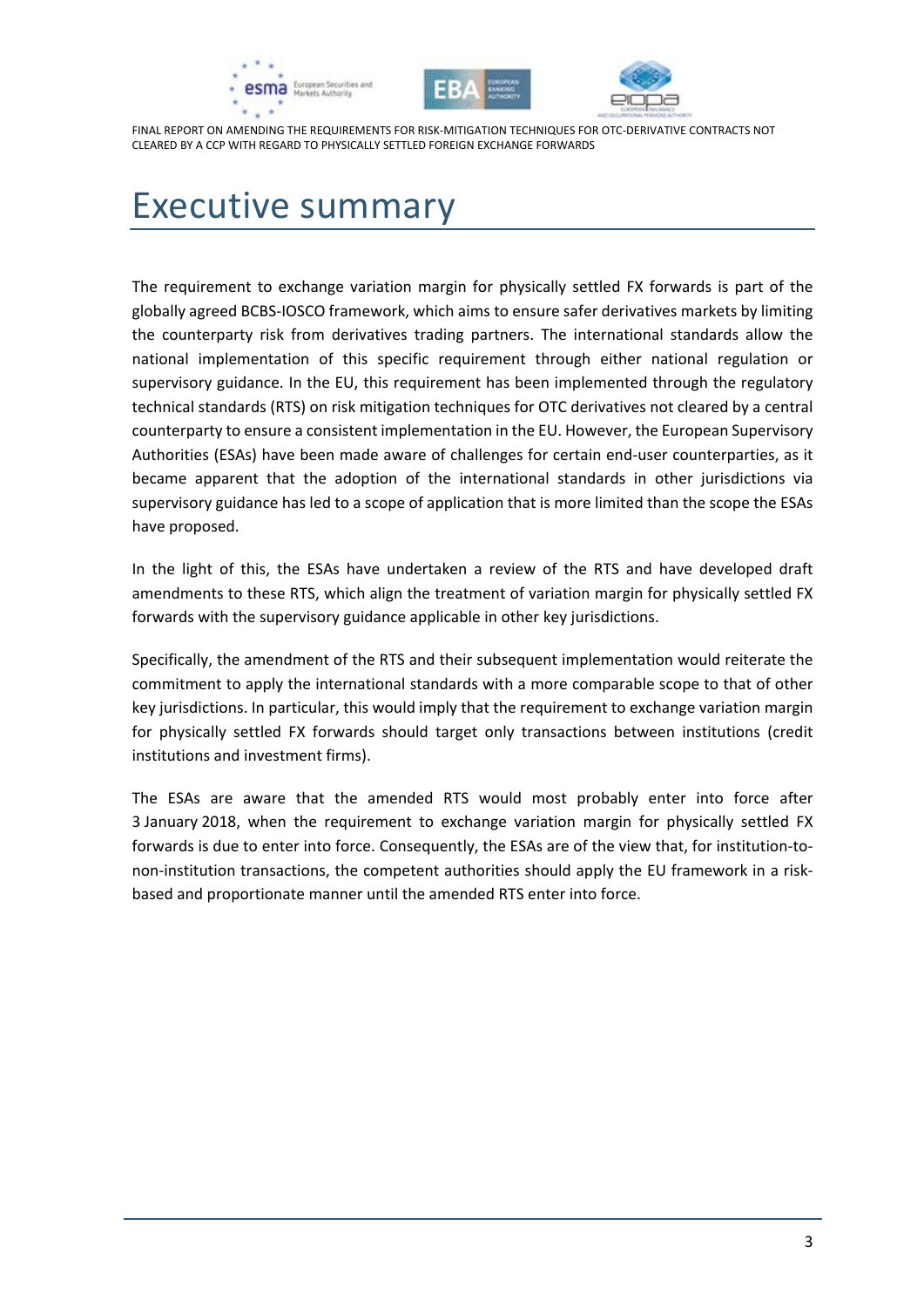# Executive summary

The requirement to exchange variation margin for physically settled FX forwards is part of the globally agreed BCBS-IOSCO framework, which aims to ensure safer derivatives markets by limiting the counterparty risk from derivatives trading partners. The international standards allow the national implementation of this specific requirement through either national regulation or supervisory guidance. In the EU, this requirement has been implemented through the regulatory technical standards (RTS) on risk mitigation techniques for OTC derivatives not cleared by a central counterparty to ensure a consistent implementation in the EU. However, the European Supervisory Authorities (ESAs) have been made aware of challenges for certain end-user counterparties, as it became apparent that the adoption of the international standards in other jurisdictions via supervisory guidance has led to a scope of application that is more limited than the scope the ESAs have proposed.

In the light of this, the ESAs have undertaken a review of the RTS and have developed draft amendments to these RTS, which align the treatment of variation margin for physically settled FX forwards with the supervisory guidance applicable in other key jurisdictions.

Specifically, the amendment of the RTS and their subsequent implementation would reiterate the commitment to apply the international standards with a more comparable scope to that of other key jurisdictions. In particular, this would imply that the requirement to exchange variation margin for physically settled FX forwards should target only transactions between institutions (credit institutions and investment firms).

The ESAs are aware that the amended RTS would most probably enter into force after 3 January 2018, when the requirement to exchange variation margin for physically settled FX forwards is due to enter into force. Consequently, the ESAs are of the view that, for institution-to-non-institution transactions, the competent authorities should apply the EU framework in a risk-based and proportionate manner until the amended RTS enter into force.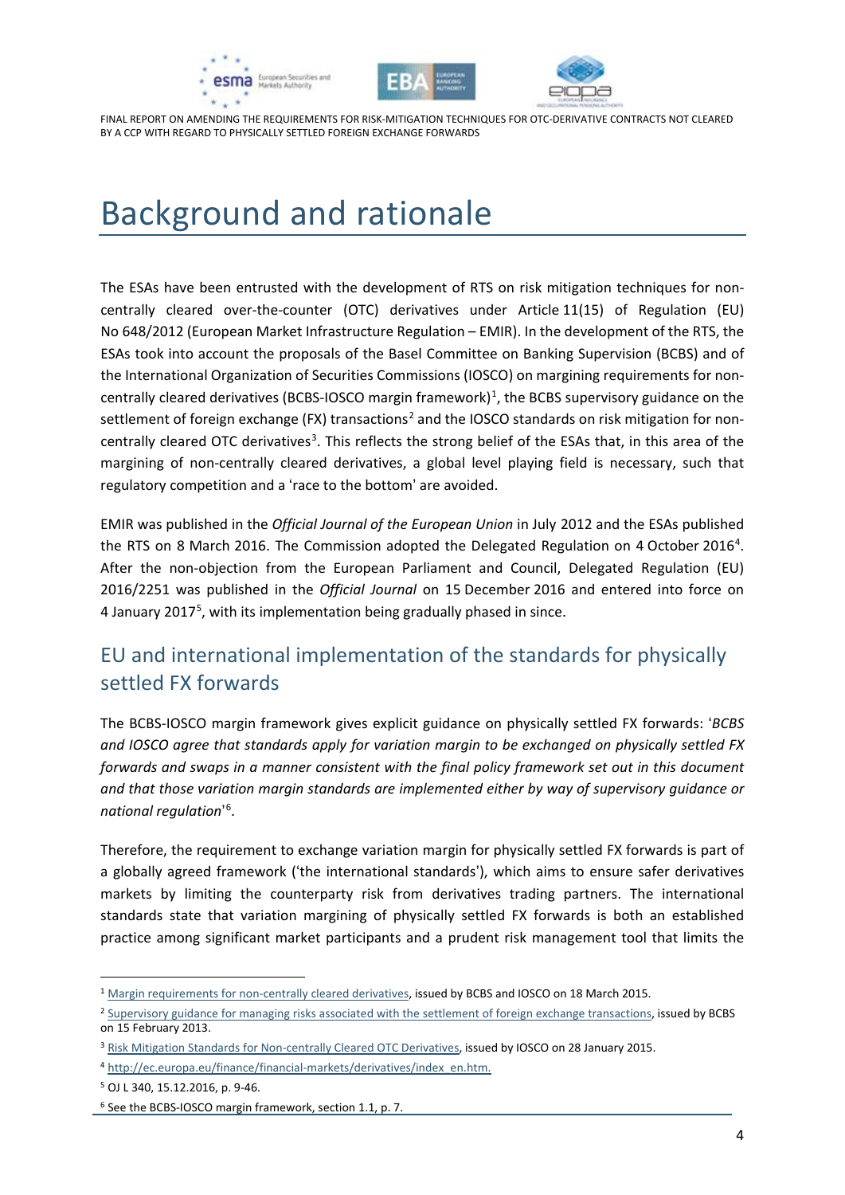# Background and rationale

The ESAs have been entrusted with the development of RTS on risk mitigation techniques for non-centrally cleared over-the-counter (OTC) derivatives under Article 11(15) of Regulation (EU) No 648/2012 (European Market Infrastructure Regulation – EMIR). In the development of the RTS, the ESAs took into account the proposals of the Basel Committee on Banking Supervision (BCBS) and of the International Organization of Securities Commissions (IOSCO) on margining requirements for non-centrally cleared derivatives (BCBS-IOSCO margin framework)[1], the BCBS supervisory guidance on the settlement of foreign exchange (FX) transactions[2] and the IOSCO standards on risk mitigation for non-centrally cleared OTC derivatives[3]. This reflects the strong belief of the ESAs that, in this area of the margining of non-centrally cleared derivatives, a global level playing field is necessary, such that regulatory competition and a 'race to the bottom' are avoided.

EMIR was published in the *Official Journal of the European Union* in July 2012 and the ESAs published the RTS on 8 March 2016. The Commission adopted the Delegated Regulation on 4 October 2016[4]. After the non-objection from the European Parliament and Council, Delegated Regulation (EU) 2016/2251 was published in the *Official Journal* on 15 December 2016 and entered into force on 4 January 2017[5], with its implementation being gradually phased in since.

## EU and international implementation of the standards for physically settled FX forwards

The BCBS-IOSCO margin framework gives explicit guidance on physically settled FX forwards: '*BCBS and IOSCO agree that standards apply for variation margin to be exchanged on physically settled FX forwards and swaps in a manner consistent with the final policy framework set out in this document and that those variation margin standards are implemented either by way of supervisory guidance or national regulation*'[6].

Therefore, the requirement to exchange variation margin for physically settled FX forwards is part of a globally agreed framework ('the international standards'), which aims to ensure safer derivatives markets by limiting the counterparty risk from derivatives trading partners. The international standards state that variation margining of physically settled FX forwards is both an established practice among significant market participants and a prudent risk management tool that limits the

---

[1] Margin requirements for non-centrally cleared derivatives, issued by BCBS and IOSCO on 18 March 2015.

[2] Supervisory guidance for managing risks associated with the settlement of foreign exchange transactions, issued by BCBS on 15 February 2013.

[3] Risk Mitigation Standards for Non-centrally Cleared OTC Derivatives, issued by IOSCO on 28 January 2015.

[4] http://ec.europa.eu/finance/financial-markets/derivatives/index_en.htm.

[5] OJ L 340, 15.12.2016, p. 9-46.

[6] See the BCBS-IOSCO margin framework, section 1.1, p. 7.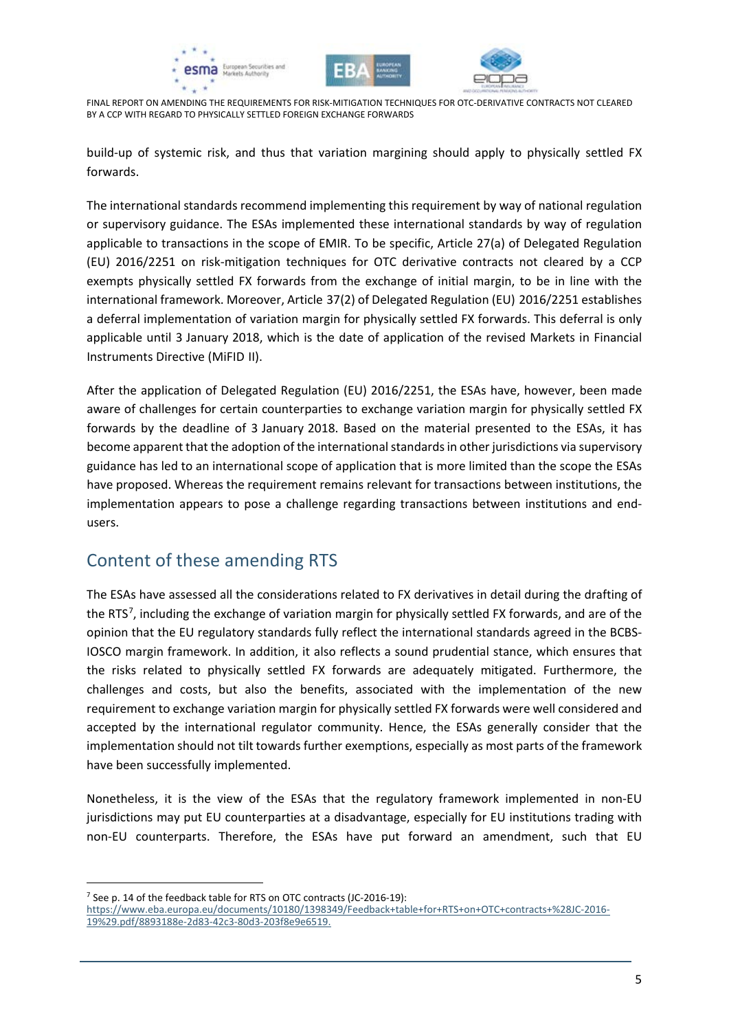build-up of systemic risk, and thus that variation margining should apply to physically settled FX forwards.

The international standards recommend implementing this requirement by way of national regulation or supervisory guidance. The ESAs implemented these international standards by way of regulation applicable to transactions in the scope of EMIR. To be specific, Article 27(a) of Delegated Regulation (EU) 2016/2251 on risk-mitigation techniques for OTC derivative contracts not cleared by a CCP exempts physically settled FX forwards from the exchange of initial margin, to be in line with the international framework. Moreover, Article 37(2) of Delegated Regulation (EU) 2016/2251 establishes a deferral implementation of variation margin for physically settled FX forwards. This deferral is only applicable until 3 January 2018, which is the date of application of the revised Markets in Financial Instruments Directive (MiFID II).

After the application of Delegated Regulation (EU) 2016/2251, the ESAs have, however, been made aware of challenges for certain counterparties to exchange variation margin for physically settled FX forwards by the deadline of 3 January 2018. Based on the material presented to the ESAs, it has become apparent that the adoption of the international standards in other jurisdictions via supervisory guidance has led to an international scope of application that is more limited than the scope the ESAs have proposed. Whereas the requirement remains relevant for transactions between institutions, the implementation appears to pose a challenge regarding transactions between institutions and end-users.

## Content of these amending RTS

The ESAs have assessed all the considerations related to FX derivatives in detail during the drafting of the RTS[7], including the exchange of variation margin for physically settled FX forwards, and are of the opinion that the EU regulatory standards fully reflect the international standards agreed in the BCBS-IOSCO margin framework. In addition, it also reflects a sound prudential stance, which ensures that the risks related to physically settled FX forwards are adequately mitigated. Furthermore, the challenges and costs, but also the benefits, associated with the implementation of the new requirement to exchange variation margin for physically settled FX forwards were well considered and accepted by the international regulator community. Hence, the ESAs generally consider that the implementation should not tilt towards further exemptions, especially as most parts of the framework have been successfully implemented.

Nonetheless, it is the view of the ESAs that the regulatory framework implemented in non-EU jurisdictions may put EU counterparties at a disadvantage, especially for EU institutions trading with non-EU counterparts. Therefore, the ESAs have put forward an amendment, such that EU

[7] See p. 14 of the feedback table for RTS on OTC contracts (JC-2016-19): https://www.eba.europa.eu/documents/10180/1398349/Feedback+table+for+RTS+on+OTC+contracts+%28JC-2016-19%29.pdf/8893188e-2d83-42c3-80d3-203f8e9e6519.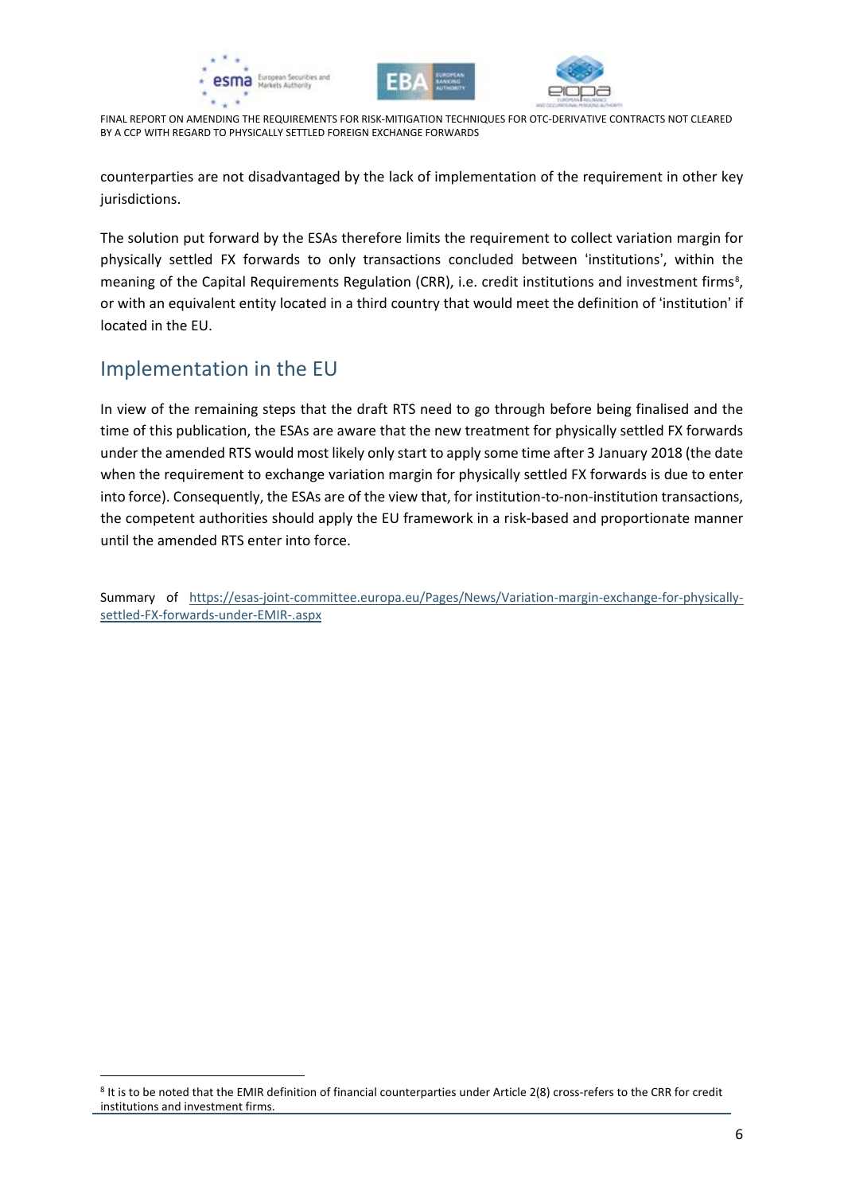counterparties are not disadvantaged by the lack of implementation of the requirement in other key jurisdictions.

The solution put forward by the ESAs therefore limits the requirement to collect variation margin for physically settled FX forwards to only transactions concluded between 'institutions', within the meaning of the Capital Requirements Regulation (CRR), i.e. credit institutions and investment firms[8], or with an equivalent entity located in a third country that would meet the definition of 'institution' if located in the EU.

## Implementation in the EU

In view of the remaining steps that the draft RTS need to go through before being finalised and the time of this publication, the ESAs are aware that the new treatment for physically settled FX forwards under the amended RTS would most likely only start to apply some time after 3 January 2018 (the date when the requirement to exchange variation margin for physically settled FX forwards is due to enter into force). Consequently, the ESAs are of the view that, for institution-to-non-institution transactions, the competent authorities should apply the EU framework in a risk-based and proportionate manner until the amended RTS enter into force.

Summary of [https://esas-joint-committee.europa.eu/Pages/News/Variation-margin-exchange-for-physically-settled-FX-forwards-under-EMIR-.aspx](https://esas-joint-committee.europa.eu/Pages/News/Variation-margin-exchange-for-physically-settled-FX-forwards-under-EMIR-.aspx)

---

[8] It is to be noted that the EMIR definition of financial counterparties under Article 2(8) cross-refers to the CRR for credit institutions and investment firms.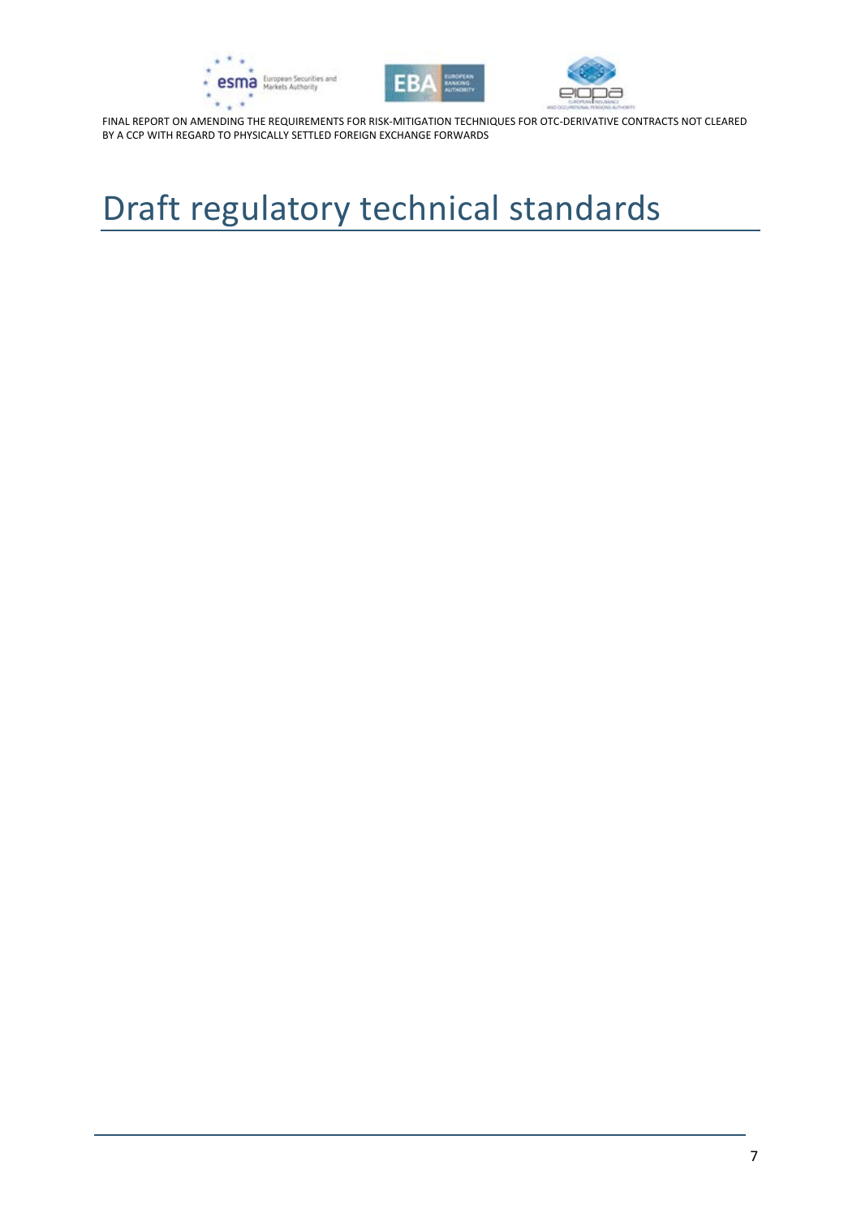# Draft regulatory technical standards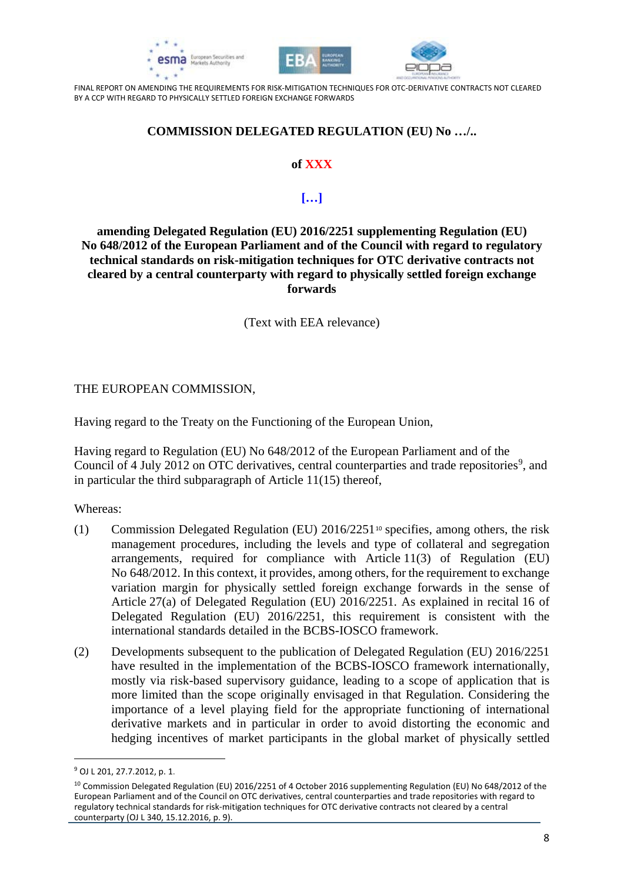**COMMISSION DELEGATED REGULATION (EU) No …/..**

**of XXX**

**[…]**

**amending Delegated Regulation (EU) 2016/2251 supplementing Regulation (EU) No 648/2012 of the European Parliament and of the Council with regard to regulatory technical standards on risk-mitigation techniques for OTC derivative contracts not cleared by a central counterparty with regard to physically settled foreign exchange forwards**

(Text with EEA relevance)

THE EUROPEAN COMMISSION,

Having regard to the Treaty on the Functioning of the European Union,

Having regard to Regulation (EU) No 648/2012 of the European Parliament and of the Council of 4 July 2012 on OTC derivatives, central counterparties and trade repositories[9], and in particular the third subparagraph of Article 11(15) thereof,

Whereas:

(1) Commission Delegated Regulation (EU) 2016/2251[10] specifies, among others, the risk management procedures, including the levels and type of collateral and segregation arrangements, required for compliance with Article 11(3) of Regulation (EU) No 648/2012. In this context, it provides, among others, for the requirement to exchange variation margin for physically settled foreign exchange forwards in the sense of Article 27(a) of Delegated Regulation (EU) 2016/2251. As explained in recital 16 of Delegated Regulation (EU) 2016/2251, this requirement is consistent with the international standards detailed in the BCBS-IOSCO framework.

(2) Developments subsequent to the publication of Delegated Regulation (EU) 2016/2251 have resulted in the implementation of the BCBS-IOSCO framework internationally, mostly via risk-based supervisory guidance, leading to a scope of application that is more limited than the scope originally envisaged in that Regulation. Considering the importance of a level playing field for the appropriate functioning of international derivative markets and in particular in order to avoid distorting the economic and hedging incentives of market participants in the global market of physically settled

---

[9] OJ L 201, 27.7.2012, p. 1.

[10] Commission Delegated Regulation (EU) 2016/2251 of 4 October 2016 supplementing Regulation (EU) No 648/2012 of the European Parliament and of the Council on OTC derivatives, central counterparties and trade repositories with regard to regulatory technical standards for risk-mitigation techniques for OTC derivative contracts not cleared by a central counterparty (OJ L 340, 15.12.2016, p. 9).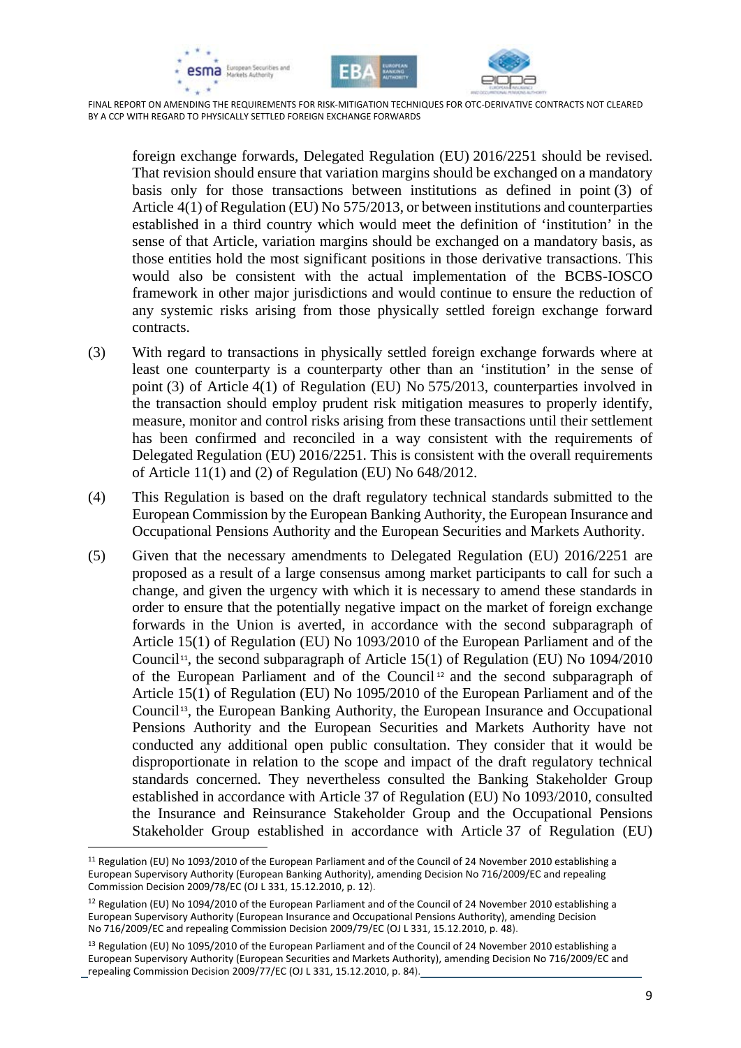foreign exchange forwards, Delegated Regulation (EU) 2016/2251 should be revised. That revision should ensure that variation margins should be exchanged on a mandatory basis only for those transactions between institutions as defined in point (3) of Article 4(1) of Regulation (EU) No 575/2013, or between institutions and counterparties established in a third country which would meet the definition of 'institution' in the sense of that Article, variation margins should be exchanged on a mandatory basis, as those entities hold the most significant positions in those derivative transactions. This would also be consistent with the actual implementation of the BCBS-IOSCO framework in other major jurisdictions and would continue to ensure the reduction of any systemic risks arising from those physically settled foreign exchange forward contracts.

(3) With regard to transactions in physically settled foreign exchange forwards where at least one counterparty is a counterparty other than an 'institution' in the sense of point (3) of Article 4(1) of Regulation (EU) No 575/2013, counterparties involved in the transaction should employ prudent risk mitigation measures to properly identify, measure, monitor and control risks arising from these transactions until their settlement has been confirmed and reconciled in a way consistent with the requirements of Delegated Regulation (EU) 2016/2251. This is consistent with the overall requirements of Article 11(1) and (2) of Regulation (EU) No 648/2012.

(4) This Regulation is based on the draft regulatory technical standards submitted to the European Commission by the European Banking Authority, the European Insurance and Occupational Pensions Authority and the European Securities and Markets Authority.

(5) Given that the necessary amendments to Delegated Regulation (EU) 2016/2251 are proposed as a result of a large consensus among market participants to call for such a change, and given the urgency with which it is necessary to amend these standards in order to ensure that the potentially negative impact on the market of foreign exchange forwards in the Union is averted, in accordance with the second subparagraph of Article 15(1) of Regulation (EU) No 1093/2010 of the European Parliament and of the Council[11], the second subparagraph of Article 15(1) of Regulation (EU) No 1094/2010 of the European Parliament and of the Council[12] and the second subparagraph of Article 15(1) of Regulation (EU) No 1095/2010 of the European Parliament and of the Council[13], the European Banking Authority, the European Insurance and Occupational Pensions Authority and the European Securities and Markets Authority have not conducted any additional open public consultation. They consider that it would be disproportionate in relation to the scope and impact of the draft regulatory technical standards concerned. They nevertheless consulted the Banking Stakeholder Group established in accordance with Article 37 of Regulation (EU) No 1093/2010, consulted the Insurance and Reinsurance Stakeholder Group and the Occupational Pensions Stakeholder Group established in accordance with Article 37 of Regulation (EU)

[11] Regulation (EU) No 1093/2010 of the European Parliament and of the Council of 24 November 2010 establishing a European Supervisory Authority (European Banking Authority), amending Decision No 716/2009/EC and repealing Commission Decision 2009/78/EC (OJ L 331, 15.12.2010, p. 12).

[12] Regulation (EU) No 1094/2010 of the European Parliament and of the Council of 24 November 2010 establishing a European Supervisory Authority (European Insurance and Occupational Pensions Authority), amending Decision No 716/2009/EC and repealing Commission Decision 2009/79/EC (OJ L 331, 15.12.2010, p. 48).

[13] Regulation (EU) No 1095/2010 of the European Parliament and of the Council of 24 November 2010 establishing a European Supervisory Authority (European Securities and Markets Authority), amending Decision No 716/2009/EC and repealing Commission Decision 2009/77/EC (OJ L 331, 15.12.2010, p. 84).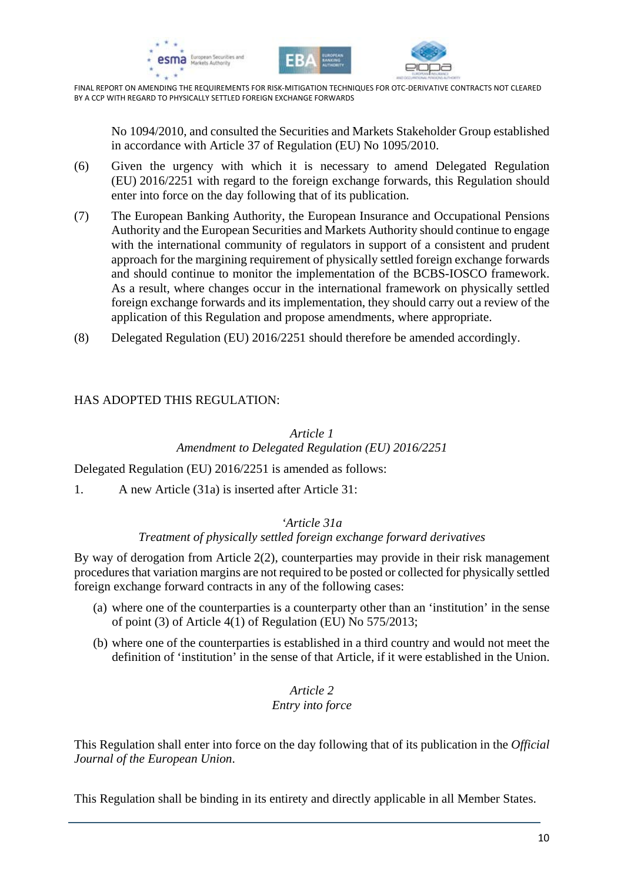No 1094/2010, and consulted the Securities and Markets Stakeholder Group established in accordance with Article 37 of Regulation (EU) No 1095/2010.

(6) Given the urgency with which it is necessary to amend Delegated Regulation (EU) 2016/2251 with regard to the foreign exchange forwards, this Regulation should enter into force on the day following that of its publication.

(7) The European Banking Authority, the European Insurance and Occupational Pensions Authority and the European Securities and Markets Authority should continue to engage with the international community of regulators in support of a consistent and prudent approach for the margining requirement of physically settled foreign exchange forwards and should continue to monitor the implementation of the BCBS-IOSCO framework. As a result, where changes occur in the international framework on physically settled foreign exchange forwards and its implementation, they should carry out a review of the application of this Regulation and propose amendments, where appropriate.

(8) Delegated Regulation (EU) 2016/2251 should therefore be amended accordingly.

HAS ADOPTED THIS REGULATION:

*Article 1*

*Amendment to Delegated Regulation (EU) 2016/2251*

Delegated Regulation (EU) 2016/2251 is amended as follows:

1. A new Article (31a) is inserted after Article 31:

*'Article 31a*

*Treatment of physically settled foreign exchange forward derivatives*

By way of derogation from Article 2(2), counterparties may provide in their risk management procedures that variation margins are not required to be posted or collected for physically settled foreign exchange forward contracts in any of the following cases:

(a) where one of the counterparties is a counterparty other than an 'institution' in the sense of point (3) of Article 4(1) of Regulation (EU) No 575/2013;

(b) where one of the counterparties is established in a third country and would not meet the definition of 'institution' in the sense of that Article, if it were established in the Union.

*Article 2*

*Entry into force*

This Regulation shall enter into force on the day following that of its publication in the *Official Journal of the European Union*.

This Regulation shall be binding in its entirety and directly applicable in all Member States.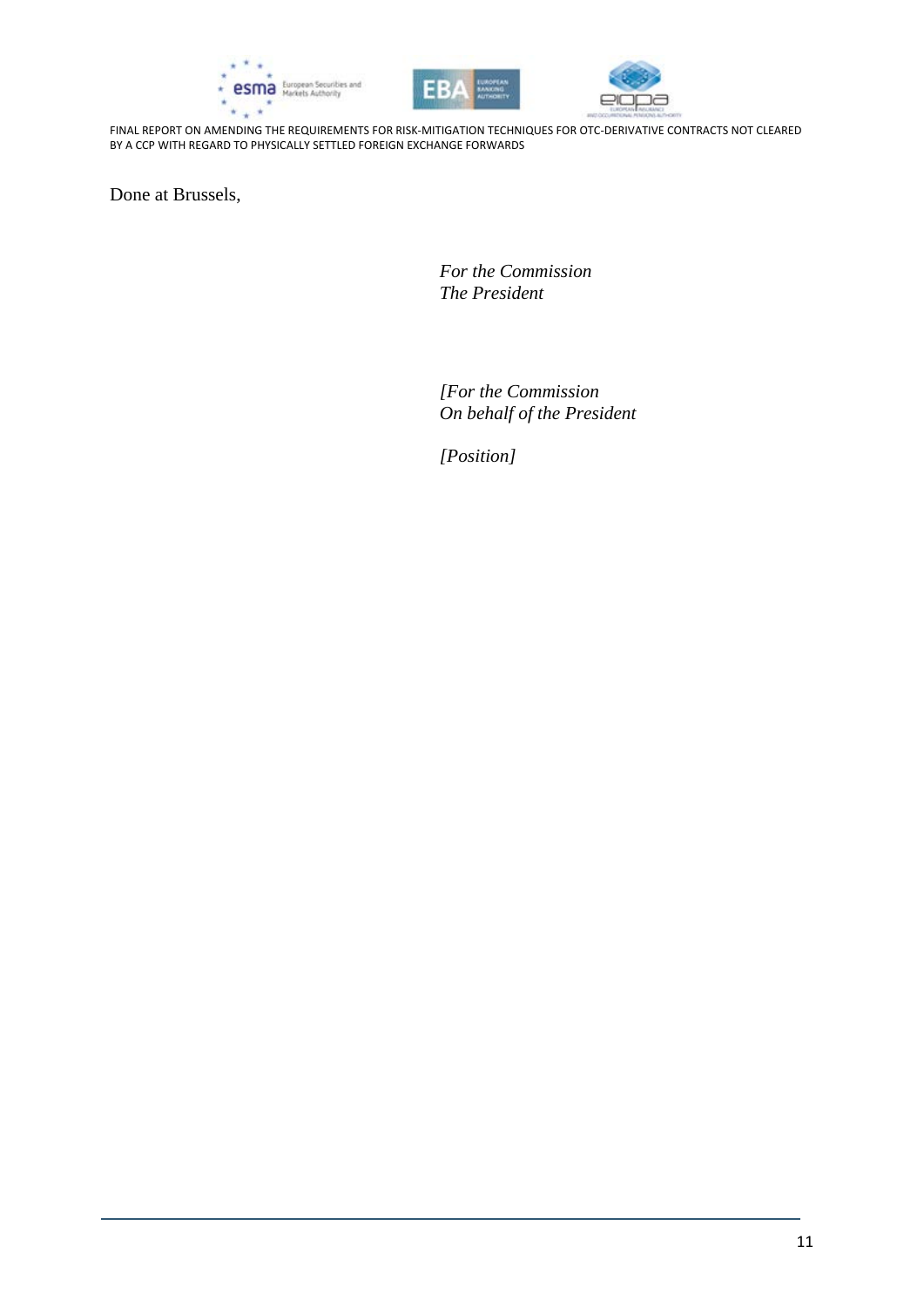Done at Brussels,

*For the Commission*
*The President*

*[For the Commission*
*On behalf of the President*

*[Position]*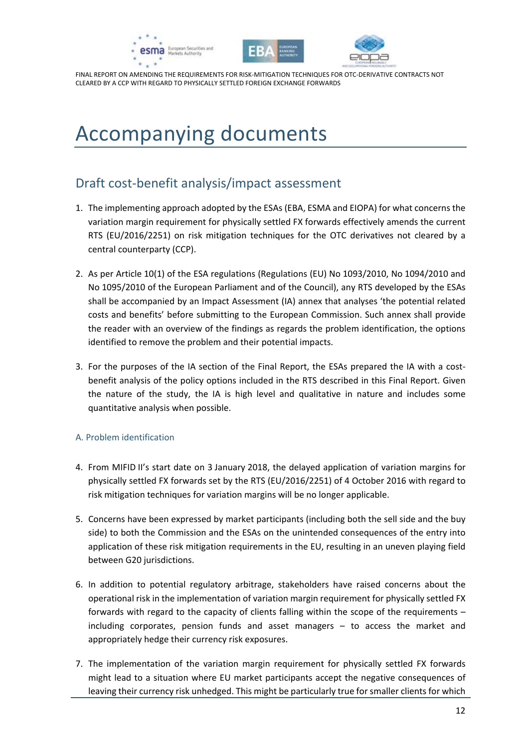# Accompanying documents

## Draft cost-benefit analysis/impact assessment

1. The implementing approach adopted by the ESAs (EBA, ESMA and EIOPA) for what concerns the variation margin requirement for physically settled FX forwards effectively amends the current RTS (EU/2016/2251) on risk mitigation techniques for the OTC derivatives not cleared by a central counterparty (CCP).

2. As per Article 10(1) of the ESA regulations (Regulations (EU) No 1093/2010, No 1094/2010 and No 1095/2010 of the European Parliament and of the Council), any RTS developed by the ESAs shall be accompanied by an Impact Assessment (IA) annex that analyses 'the potential related costs and benefits' before submitting to the European Commission. Such annex shall provide the reader with an overview of the findings as regards the problem identification, the options identified to remove the problem and their potential impacts.

3. For the purposes of the IA section of the Final Report, the ESAs prepared the IA with a cost-benefit analysis of the policy options included in the RTS described in this Final Report. Given the nature of the study, the IA is high level and qualitative in nature and includes some quantitative analysis when possible.

### A. Problem identification

4. From MIFID II's start date on 3 January 2018, the delayed application of variation margins for physically settled FX forwards set by the RTS (EU/2016/2251) of 4 October 2016 with regard to risk mitigation techniques for variation margins will be no longer applicable.

5. Concerns have been expressed by market participants (including both the sell side and the buy side) to both the Commission and the ESAs on the unintended consequences of the entry into application of these risk mitigation requirements in the EU, resulting in an uneven playing field between G20 jurisdictions.

6. In addition to potential regulatory arbitrage, stakeholders have raised concerns about the operational risk in the implementation of variation margin requirement for physically settled FX forwards with regard to the capacity of clients falling within the scope of the requirements – including corporates, pension funds and asset managers – to access the market and appropriately hedge their currency risk exposures.

7. The implementation of the variation margin requirement for physically settled FX forwards might lead to a situation where EU market participants accept the negative consequences of leaving their currency risk unhedged. This might be particularly true for smaller clients for which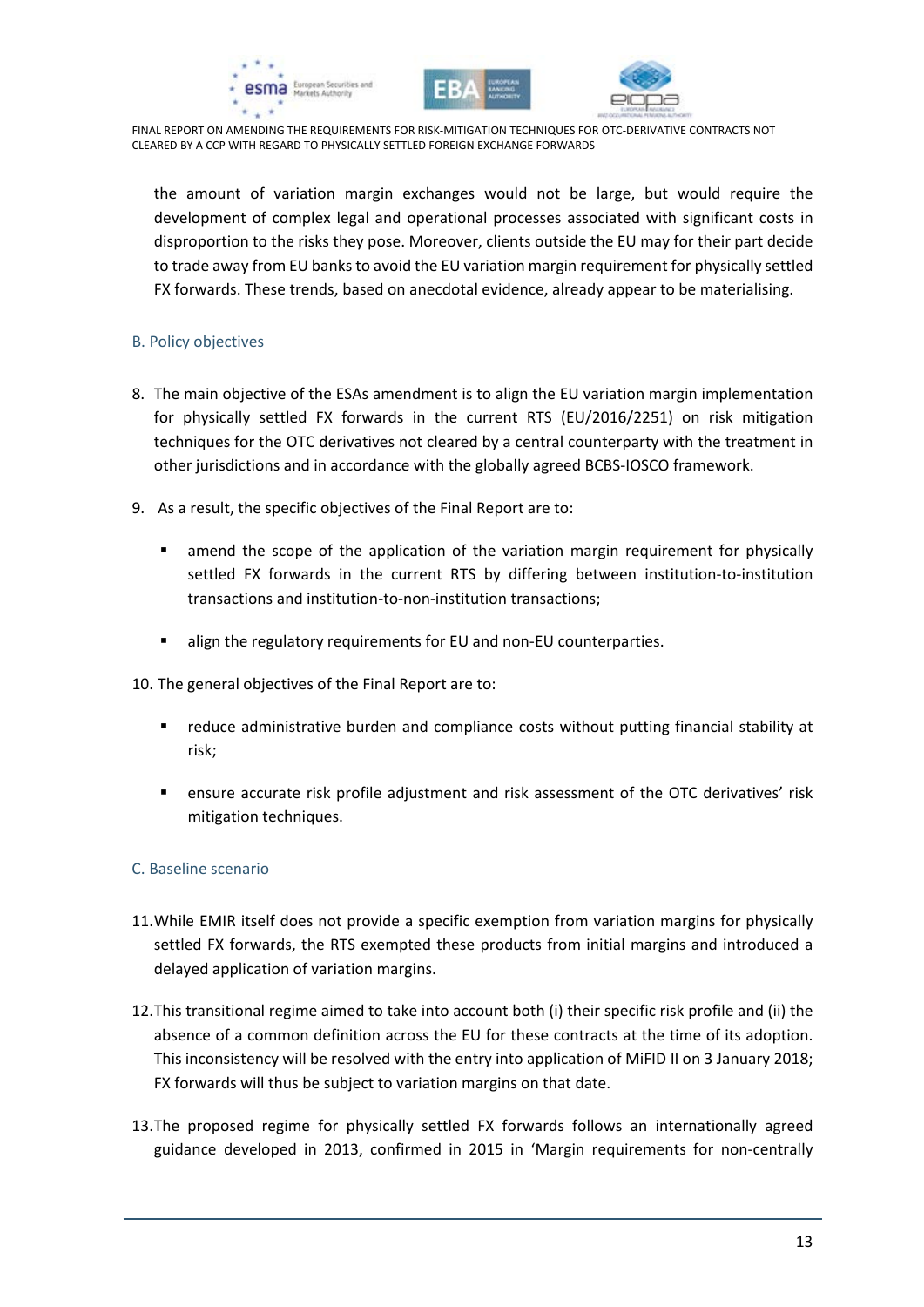the amount of variation margin exchanges would not be large, but would require the development of complex legal and operational processes associated with significant costs in disproportion to the risks they pose. Moreover, clients outside the EU may for their part decide to trade away from EU banks to avoid the EU variation margin requirement for physically settled FX forwards. These trends, based on anecdotal evidence, already appear to be materialising.

### B. Policy objectives

8. The main objective of the ESAs amendment is to align the EU variation margin implementation for physically settled FX forwards in the current RTS (EU/2016/2251) on risk mitigation techniques for the OTC derivatives not cleared by a central counterparty with the treatment in other jurisdictions and in accordance with the globally agreed BCBS-IOSCO framework.

9. As a result, the specific objectives of the Final Report are to:

   - amend the scope of the application of the variation margin requirement for physically settled FX forwards in the current RTS by differing between institution-to-institution transactions and institution-to-non-institution transactions;
   - align the regulatory requirements for EU and non-EU counterparties.

10. The general objectives of the Final Report are to:

    - reduce administrative burden and compliance costs without putting financial stability at risk;
    - ensure accurate risk profile adjustment and risk assessment of the OTC derivatives' risk mitigation techniques.

### C. Baseline scenario

11. While EMIR itself does not provide a specific exemption from variation margins for physically settled FX forwards, the RTS exempted these products from initial margins and introduced a delayed application of variation margins.

12. This transitional regime aimed to take into account both (i) their specific risk profile and (ii) the absence of a common definition across the EU for these contracts at the time of its adoption. This inconsistency will be resolved with the entry into application of MiFID II on 3 January 2018; FX forwards will thus be subject to variation margins on that date.

13. The proposed regime for physically settled FX forwards follows an internationally agreed guidance developed in 2013, confirmed in 2015 in 'Margin requirements for non-centrally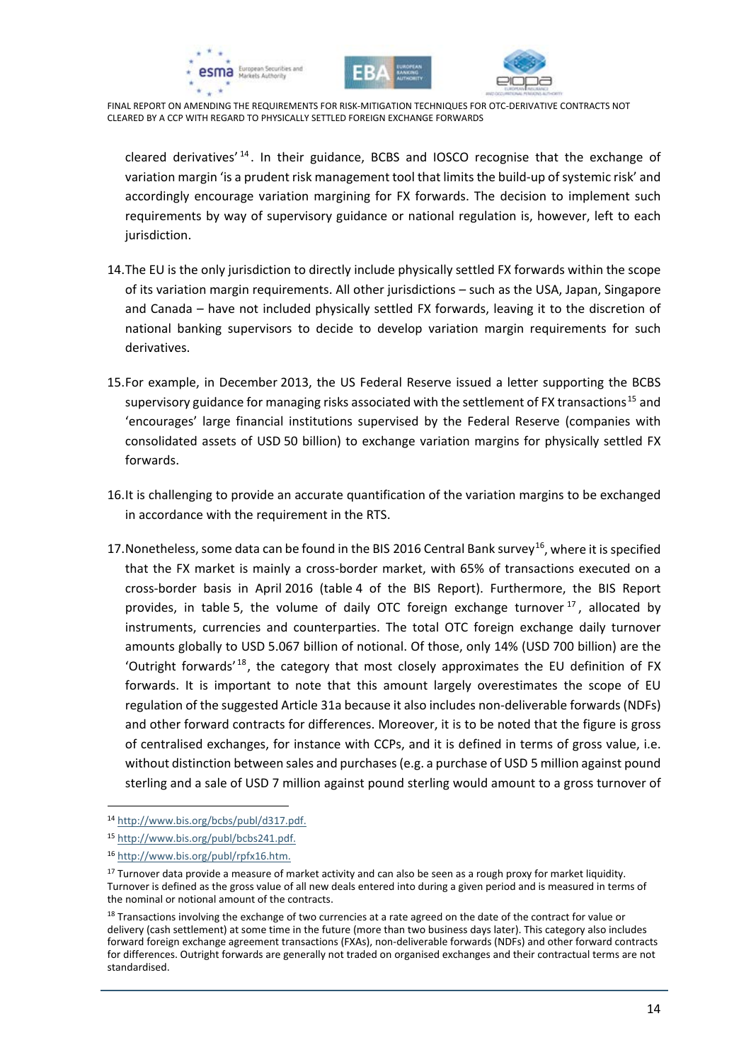cleared derivatives'[14]. In their guidance, BCBS and IOSCO recognise that the exchange of variation margin 'is a prudent risk management tool that limits the build-up of systemic risk' and accordingly encourage variation margining for FX forwards. The decision to implement such requirements by way of supervisory guidance or national regulation is, however, left to each jurisdiction.

14. The EU is the only jurisdiction to directly include physically settled FX forwards within the scope of its variation margin requirements. All other jurisdictions – such as the USA, Japan, Singapore and Canada – have not included physically settled FX forwards, leaving it to the discretion of national banking supervisors to decide to develop variation margin requirements for such derivatives.

15. For example, in December 2013, the US Federal Reserve issued a letter supporting the BCBS supervisory guidance for managing risks associated with the settlement of FX transactions[15] and 'encourages' large financial institutions supervised by the Federal Reserve (companies with consolidated assets of USD 50 billion) to exchange variation margins for physically settled FX forwards.

16. It is challenging to provide an accurate quantification of the variation margins to be exchanged in accordance with the requirement in the RTS.

17. Nonetheless, some data can be found in the BIS 2016 Central Bank survey[16], where it is specified that the FX market is mainly a cross-border market, with 65% of transactions executed on a cross-border basis in April 2016 (table 4 of the BIS Report). Furthermore, the BIS Report provides, in table 5, the volume of daily OTC foreign exchange turnover[17], allocated by instruments, currencies and counterparties. The total OTC foreign exchange daily turnover amounts globally to USD 5.067 billion of notional. Of those, only 14% (USD 700 billion) are the 'Outright forwards'[18], the category that most closely approximates the EU definition of FX forwards. It is important to note that this amount largely overestimates the scope of EU regulation of the suggested Article 31a because it also includes non-deliverable forwards (NDFs) and other forward contracts for differences. Moreover, it is to be noted that the figure is gross of centralised exchanges, for instance with CCPs, and it is defined in terms of gross value, i.e. without distinction between sales and purchases (e.g. a purchase of USD 5 million against pound sterling and a sale of USD 7 million against pound sterling would amount to a gross turnover of

---

[14] http://www.bis.org/bcbs/publ/d317.pdf.

[15] http://www.bis.org/publ/bcbs241.pdf.

[16] http://www.bis.org/publ/rpfx16.htm.

[17] Turnover data provide a measure of market activity and can also be seen as a rough proxy for market liquidity. Turnover is defined as the gross value of all new deals entered into during a given period and is measured in terms of the nominal or notional amount of the contracts.

[18] Transactions involving the exchange of two currencies at a rate agreed on the date of the contract for value or delivery (cash settlement) at some time in the future (more than two business days later). This category also includes forward foreign exchange agreement transactions (FXAs), non-deliverable forwards (NDFs) and other forward contracts for differences. Outright forwards are generally not traded on organised exchanges and their contractual terms are not standardised.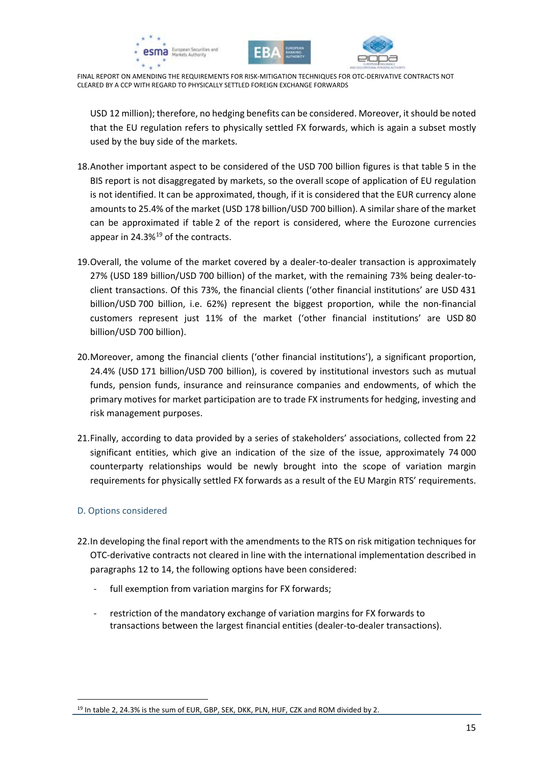USD 12 million); therefore, no hedging benefits can be considered. Moreover, it should be noted that the EU regulation refers to physically settled FX forwards, which is again a subset mostly used by the buy side of the markets.

18. Another important aspect to be considered of the USD 700 billion figures is that table 5 in the BIS report is not disaggregated by markets, so the overall scope of application of EU regulation is not identified. It can be approximated, though, if it is considered that the EUR currency alone amounts to 25.4% of the market (USD 178 billion/USD 700 billion). A similar share of the market can be approximated if table 2 of the report is considered, where the Eurozone currencies appear in 24.3%[19] of the contracts.

19. Overall, the volume of the market covered by a dealer-to-dealer transaction is approximately 27% (USD 189 billion/USD 700 billion) of the market, with the remaining 73% being dealer-to-client transactions. Of this 73%, the financial clients ('other financial institutions' are USD 431 billion/USD 700 billion, i.e. 62%) represent the biggest proportion, while the non-financial customers represent just 11% of the market ('other financial institutions' are USD 80 billion/USD 700 billion).

20. Moreover, among the financial clients ('other financial institutions'), a significant proportion, 24.4% (USD 171 billion/USD 700 billion), is covered by institutional investors such as mutual funds, pension funds, insurance and reinsurance companies and endowments, of which the primary motives for market participation are to trade FX instruments for hedging, investing and risk management purposes.

21. Finally, according to data provided by a series of stakeholders' associations, collected from 22 significant entities, which give an indication of the size of the issue, approximately 74 000 counterparty relationships would be newly brought into the scope of variation margin requirements for physically settled FX forwards as a result of the EU Margin RTS' requirements.

## D. Options considered

22. In developing the final report with the amendments to the RTS on risk mitigation techniques for OTC-derivative contracts not cleared in line with the international implementation described in paragraphs 12 to 14, the following options have been considered:

- full exemption from variation margins for FX forwards;
- restriction of the mandatory exchange of variation margins for FX forwards to transactions between the largest financial entities (dealer-to-dealer transactions).

[19] In table 2, 24.3% is the sum of EUR, GBP, SEK, DKK, PLN, HUF, CZK and ROM divided by 2.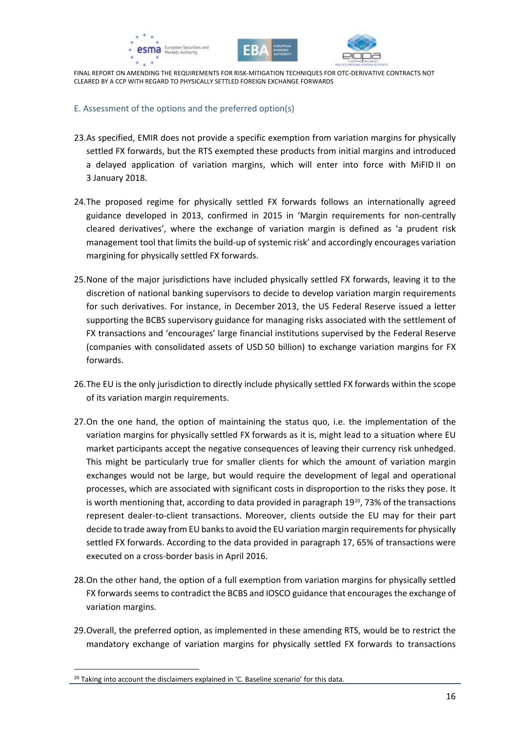## E. Assessment of the options and the preferred option(s)

23. As specified, EMIR does not provide a specific exemption from variation margins for physically settled FX forwards, but the RTS exempted these products from initial margins and introduced a delayed application of variation margins, which will enter into force with MiFID II on 3 January 2018.

24. The proposed regime for physically settled FX forwards follows an internationally agreed guidance developed in 2013, confirmed in 2015 in 'Margin requirements for non-centrally cleared derivatives', where the exchange of variation margin is defined as 'a prudent risk management tool that limits the build-up of systemic risk' and accordingly encourages variation margining for physically settled FX forwards.

25. None of the major jurisdictions have included physically settled FX forwards, leaving it to the discretion of national banking supervisors to decide to develop variation margin requirements for such derivatives. For instance, in December 2013, the US Federal Reserve issued a letter supporting the BCBS supervisory guidance for managing risks associated with the settlement of FX transactions and 'encourages' large financial institutions supervised by the Federal Reserve (companies with consolidated assets of USD 50 billion) to exchange variation margins for FX forwards.

26. The EU is the only jurisdiction to directly include physically settled FX forwards within the scope of its variation margin requirements.

27. On the one hand, the option of maintaining the status quo, i.e. the implementation of the variation margins for physically settled FX forwards as it is, might lead to a situation where EU market participants accept the negative consequences of leaving their currency risk unhedged. This might be particularly true for smaller clients for which the amount of variation margin exchanges would not be large, but would require the development of legal and operational processes, which are associated with significant costs in disproportion to the risks they pose. It is worth mentioning that, according to data provided in paragraph 19[20], 73% of the transactions represent dealer-to-client transactions. Moreover, clients outside the EU may for their part decide to trade away from EU banks to avoid the EU variation margin requirements for physically settled FX forwards. According to the data provided in paragraph 17, 65% of transactions were executed on a cross-border basis in April 2016.

28. On the other hand, the option of a full exemption from variation margins for physically settled FX forwards seems to contradict the BCBS and IOSCO guidance that encourages the exchange of variation margins.

29. Overall, the preferred option, as implemented in these amending RTS, would be to restrict the mandatory exchange of variation margins for physically settled FX forwards to transactions

[20] Taking into account the disclaimers explained in 'C. Baseline scenario' for this data.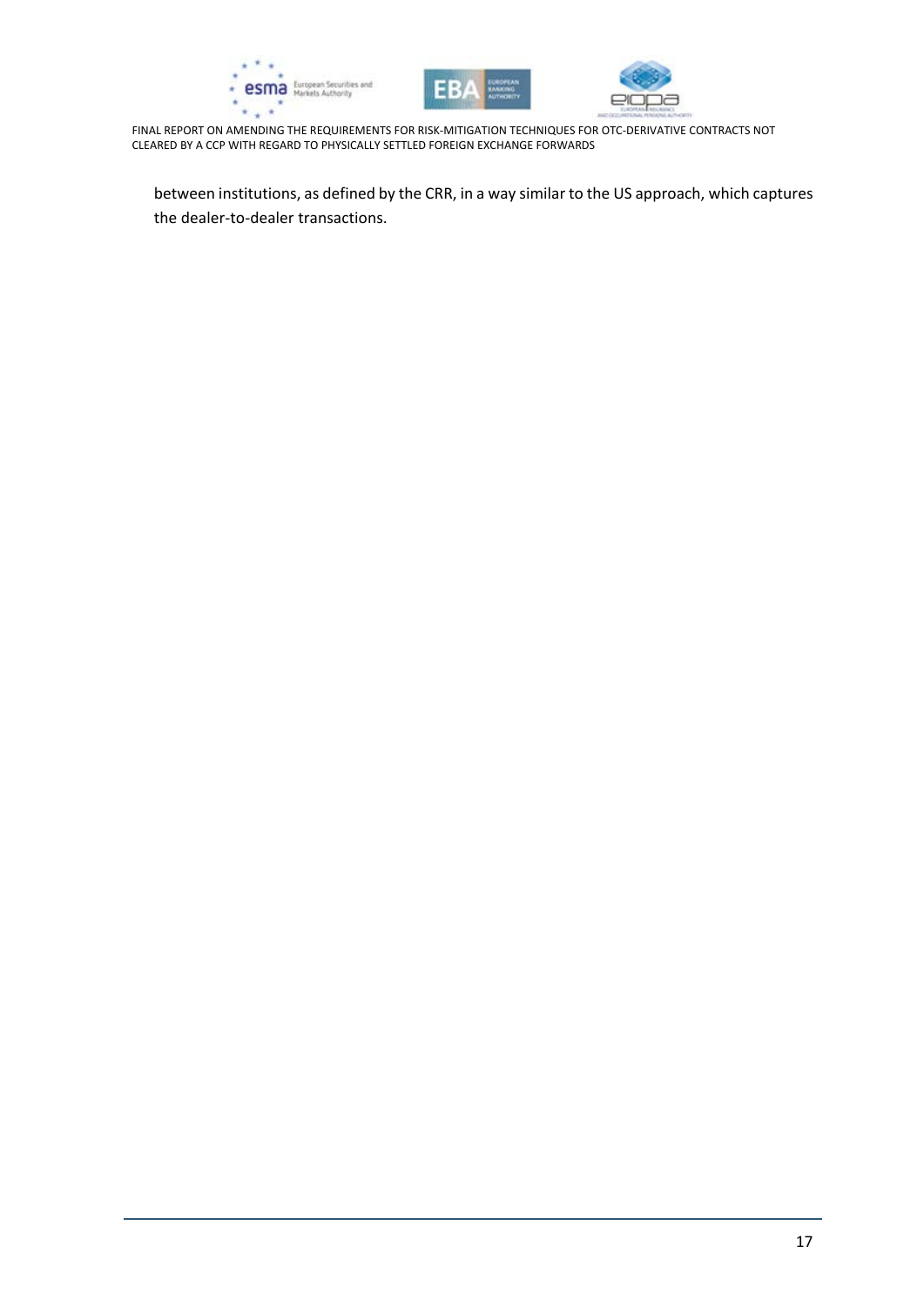between institutions, as defined by the CRR, in a way similar to the US approach, which captures the dealer-to-dealer transactions.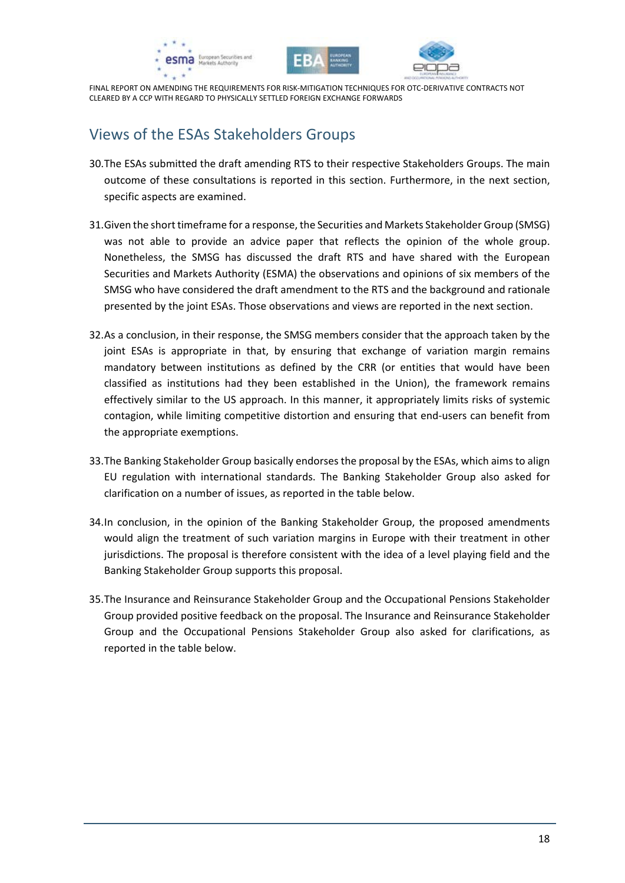## Views of the ESAs Stakeholders Groups

30. The ESAs submitted the draft amending RTS to their respective Stakeholders Groups. The main outcome of these consultations is reported in this section. Furthermore, in the next section, specific aspects are examined.

31. Given the short timeframe for a response, the Securities and Markets Stakeholder Group (SMSG) was not able to provide an advice paper that reflects the opinion of the whole group. Nonetheless, the SMSG has discussed the draft RTS and have shared with the European Securities and Markets Authority (ESMA) the observations and opinions of six members of the SMSG who have considered the draft amendment to the RTS and the background and rationale presented by the joint ESAs. Those observations and views are reported in the next section.

32. As a conclusion, in their response, the SMSG members consider that the approach taken by the joint ESAs is appropriate in that, by ensuring that exchange of variation margin remains mandatory between institutions as defined by the CRR (or entities that would have been classified as institutions had they been established in the Union), the framework remains effectively similar to the US approach. In this manner, it appropriately limits risks of systemic contagion, while limiting competitive distortion and ensuring that end-users can benefit from the appropriate exemptions.

33. The Banking Stakeholder Group basically endorses the proposal by the ESAs, which aims to align EU regulation with international standards. The Banking Stakeholder Group also asked for clarification on a number of issues, as reported in the table below.

34. In conclusion, in the opinion of the Banking Stakeholder Group, the proposed amendments would align the treatment of such variation margins in Europe with their treatment in other jurisdictions. The proposal is therefore consistent with the idea of a level playing field and the Banking Stakeholder Group supports this proposal.

35. The Insurance and Reinsurance Stakeholder Group and the Occupational Pensions Stakeholder Group provided positive feedback on the proposal. The Insurance and Reinsurance Stakeholder Group and the Occupational Pensions Stakeholder Group also asked for clarifications, as reported in the table below.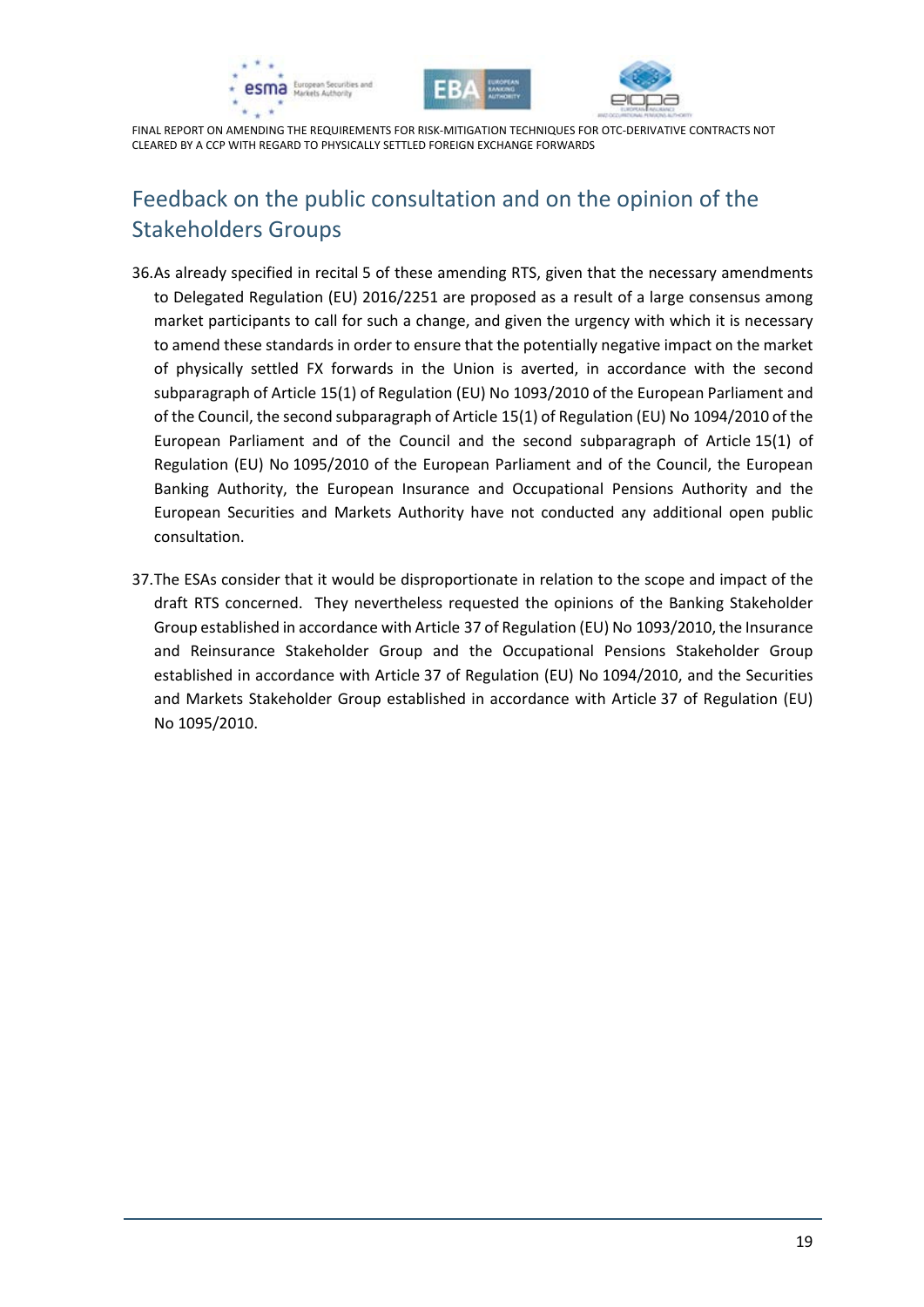## Feedback on the public consultation and on the opinion of the Stakeholders Groups

36. As already specified in recital 5 of these amending RTS, given that the necessary amendments to Delegated Regulation (EU) 2016/2251 are proposed as a result of a large consensus among market participants to call for such a change, and given the urgency with which it is necessary to amend these standards in order to ensure that the potentially negative impact on the market of physically settled FX forwards in the Union is averted, in accordance with the second subparagraph of Article 15(1) of Regulation (EU) No 1093/2010 of the European Parliament and of the Council, the second subparagraph of Article 15(1) of Regulation (EU) No 1094/2010 of the European Parliament and of the Council and the second subparagraph of Article 15(1) of Regulation (EU) No 1095/2010 of the European Parliament and of the Council, the European Banking Authority, the European Insurance and Occupational Pensions Authority and the European Securities and Markets Authority have not conducted any additional open public consultation.

37. The ESAs consider that it would be disproportionate in relation to the scope and impact of the draft RTS concerned. They nevertheless requested the opinions of the Banking Stakeholder Group established in accordance with Article 37 of Regulation (EU) No 1093/2010, the Insurance and Reinsurance Stakeholder Group and the Occupational Pensions Stakeholder Group established in accordance with Article 37 of Regulation (EU) No 1094/2010, and the Securities and Markets Stakeholder Group established in accordance with Article 37 of Regulation (EU) No 1095/2010.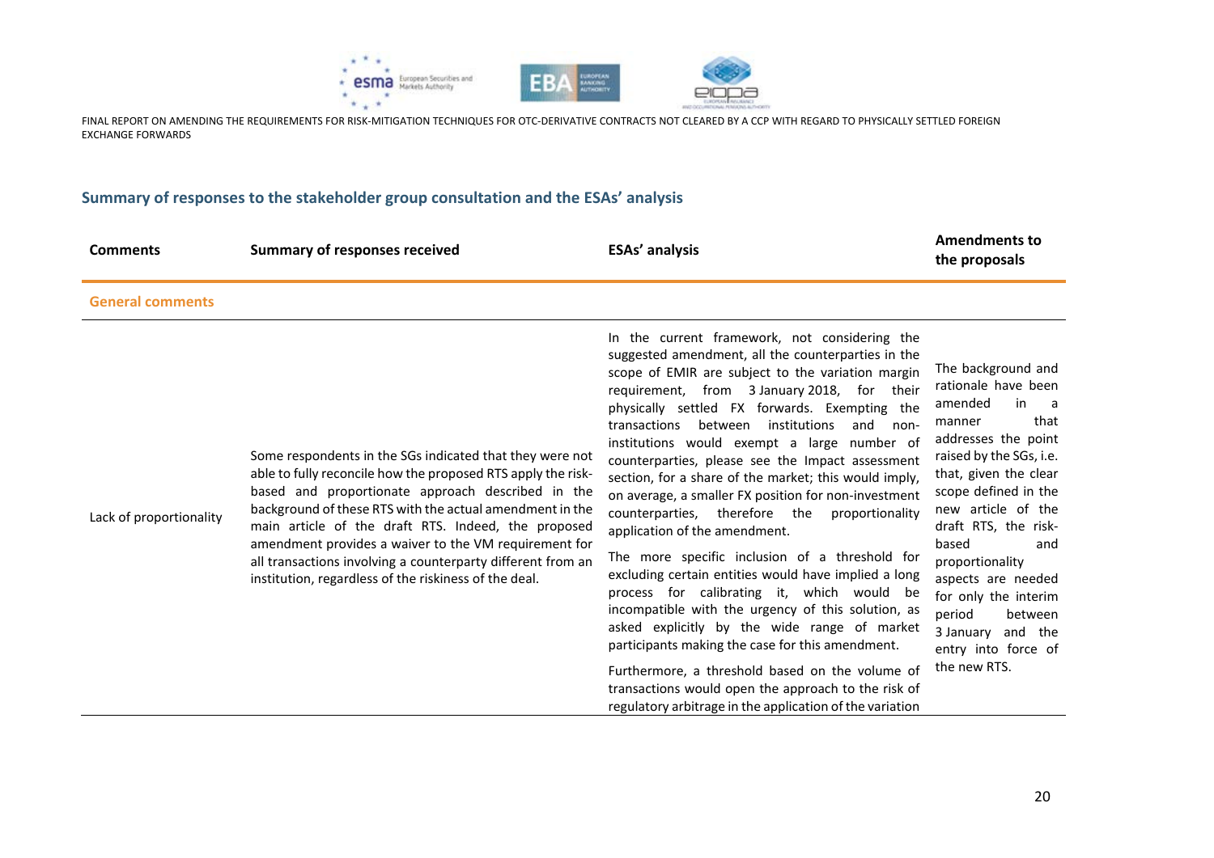## Summary of responses to the stakeholder group consultation and the ESAs' analysis

| Comments | Summary of responses received | ESAs' analysis | Amendments to the proposals |
|---|---|---|---|
| **General comments** | | | |
| Lack of proportionality | Some respondents in the SGs indicated that they were not able to fully reconcile how the proposed RTS apply the risk-based and proportionate approach described in the background of these RTS with the actual amendment in the main article of the draft RTS. Indeed, the proposed amendment provides a waiver to the VM requirement for all transactions involving a counterparty different from an institution, regardless of the riskiness of the deal. | In the current framework, not considering the suggested amendment, all the counterparties in the scope of EMIR are subject to the variation margin requirement, from 3 January 2018, for their physically settled FX forwards. Exempting the transactions between institutions and non-institutions would exempt a large number of counterparties, please see the Impact assessment section, for a share of the market; this would imply, on average, a smaller FX position for non-investment counterparties, therefore the proportionality application of the amendment.<br><br>The more specific inclusion of a threshold for excluding certain entities would have implied a long process for calibrating it, which would be incompatible with the urgency of this solution, as asked explicitly by the wide range of market participants making the case for this amendment.<br><br>Furthermore, a threshold based on the volume of transactions would open the approach to the risk of regulatory arbitrage in the application of the variation | The background and rationale have been amended in a manner that addresses the point raised by the SGs, i.e. that, given the clear scope defined in the new article of the draft RTS, the risk-based and proportionality aspects are needed for only the interim period between 3 January and the entry into force of the new RTS. |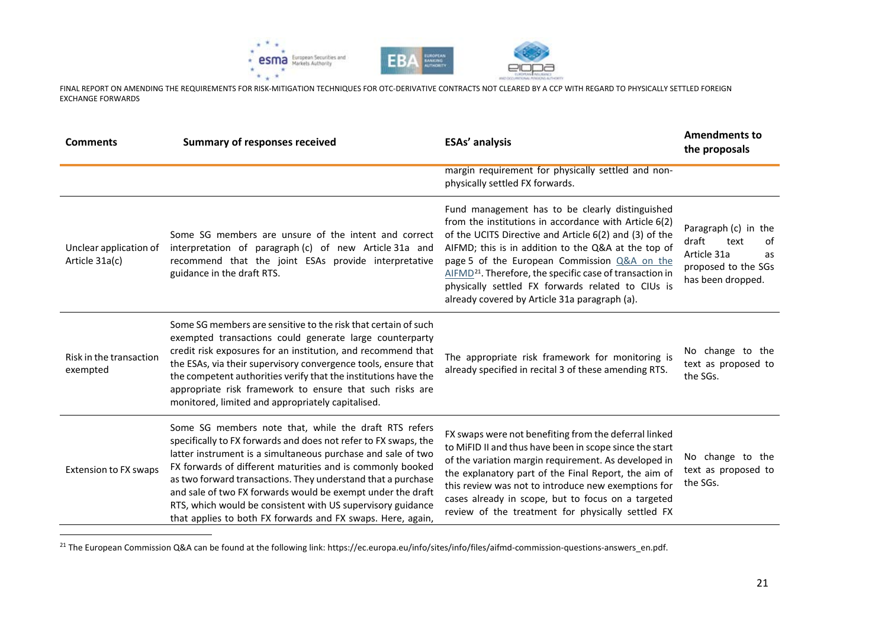| Comments | Summary of responses received | ESAs' analysis | Amendments to the proposals |
|---|---|---|---|
| | | margin requirement for physically settled and non-physically settled FX forwards. | |
| Unclear application of Article 31a(c) | Some SG members are unsure of the intent and correct interpretation of paragraph (c) of new Article 31a and recommend that the joint ESAs provide interpretative guidance in the draft RTS. | Fund management has to be clearly distinguished from the institutions in accordance with Article 6(2) of the UCITS Directive and Article 6(2) and (3) of the AIFMD; this is in addition to the Q&A at the top of page 5 of the European Commission Q&A on the AIFMD[21]. Therefore, the specific case of transaction in physically settled FX forwards related to CIUs is already covered by Article 31a paragraph (a). | Paragraph (c) in the draft text of Article 31a as proposed to the SGs has been dropped. |
| Risk in the transaction exempted | Some SG members are sensitive to the risk that certain of such exempted transactions could generate large counterparty credit risk exposures for an institution, and recommend that the ESAs, via their supervisory convergence tools, ensure that the competent authorities verify that the institutions have the appropriate risk framework to ensure that such risks are monitored, limited and appropriately capitalised. | The appropriate risk framework for monitoring is already specified in recital 3 of these amending RTS. | No change to the text as proposed to the SGs. |
| Extension to FX swaps | Some SG members note that, while the draft RTS refers specifically to FX forwards and does not refer to FX swaps, the latter instrument is a simultaneous purchase and sale of two FX forwards of different maturities and is commonly booked as two forward transactions. They understand that a purchase and sale of two FX forwards would be exempt under the draft RTS, which would be consistent with US supervisory guidance that applies to both FX forwards and FX swaps. Here, again, | FX swaps were not benefiting from the deferral linked to MiFID II and thus have been in scope since the start of the variation margin requirement. As developed in the explanatory part of the Final Report, the aim of this review was not to introduce new exemptions for cases already in scope, but to focus on a targeted review of the treatment for physically settled FX | No change to the text as proposed to the SGs. |

[21] The European Commission Q&A can be found at the following link: https://ec.europa.eu/info/sites/info/files/aifmd-commission-questions-answers_en.pdf.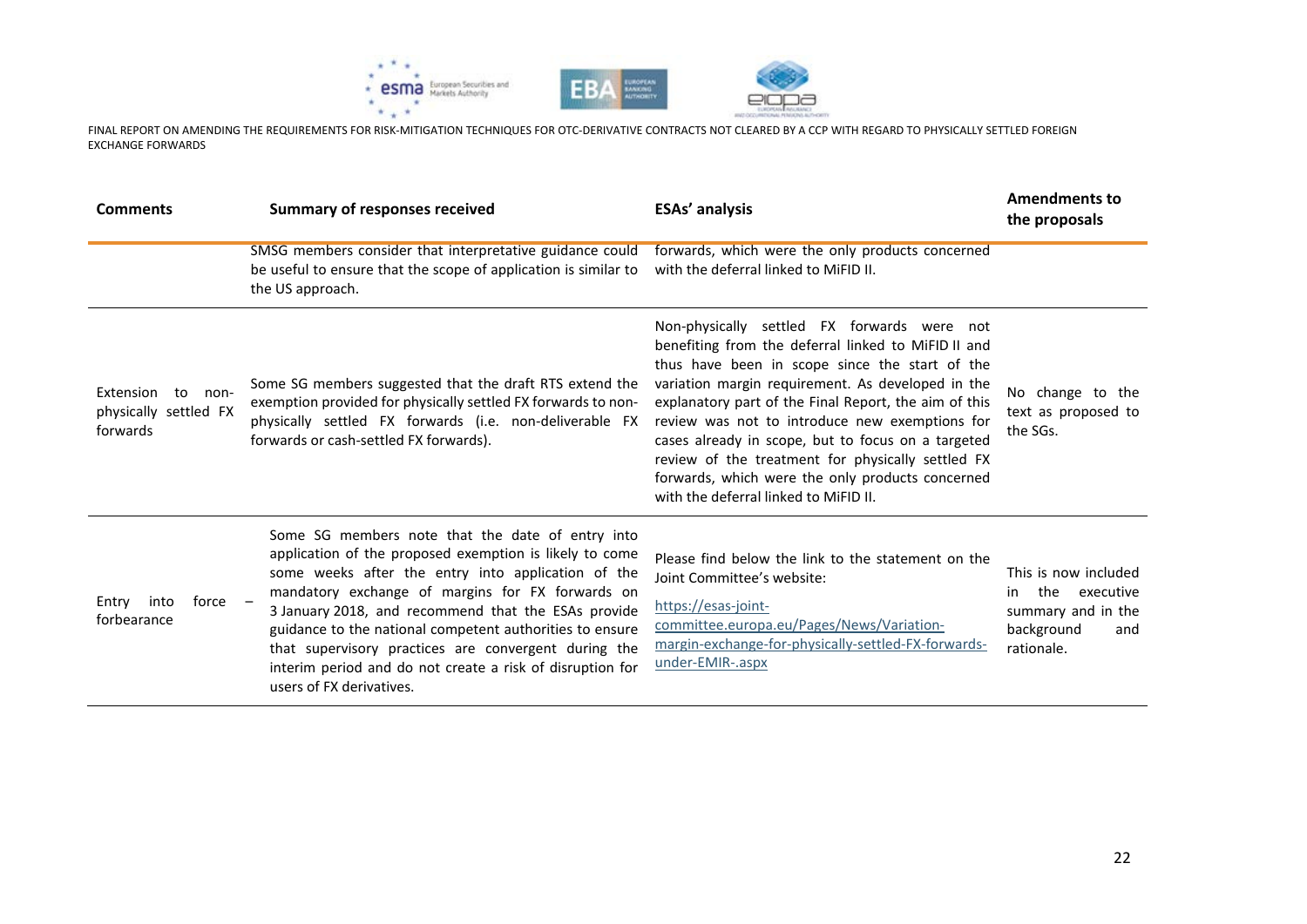| Comments | Summary of responses received | ESAs' analysis | Amendments to the proposals |
|---|---|---|---|
| | SMSG members consider that interpretative guidance could be useful to ensure that the scope of application is similar to the US approach. | forwards, which were the only products concerned with the deferral linked to MiFID II. | |
| Extension to non-physically settled FX forwards | Some SG members suggested that the draft RTS extend the exemption provided for physically settled FX forwards to non-physically settled FX forwards (i.e. non-deliverable FX forwards or cash-settled FX forwards). | Non-physically settled FX forwards were not benefiting from the deferral linked to MiFID II and thus have been in scope since the start of the variation margin requirement. As developed in the explanatory part of the Final Report, the aim of this review was not to introduce new exemptions for cases already in scope, but to focus on a targeted review of the treatment for physically settled FX forwards, which were the only products concerned with the deferral linked to MiFID II. | No change to the text as proposed to the SGs. |
| Entry into force – forbearance | Some SG members note that the date of entry into application of the proposed exemption is likely to come some weeks after the entry into application of the mandatory exchange of margins for FX forwards on 3 January 2018, and recommend that the ESAs provide guidance to the national competent authorities to ensure that supervisory practices are convergent during the interim period and do not create a risk of disruption for users of FX derivatives. | Please find below the link to the statement on the Joint Committee's website: [https://esas-joint-committee.europa.eu/Pages/News/Variation-margin-exchange-for-physically-settled-FX-forwards-under-EMIR-.aspx](https://esas-joint-committee.europa.eu/Pages/News/Variation-margin-exchange-for-physically-settled-FX-forwards-under-EMIR-.aspx) | This is now included in the executive summary and in the background and rationale. |